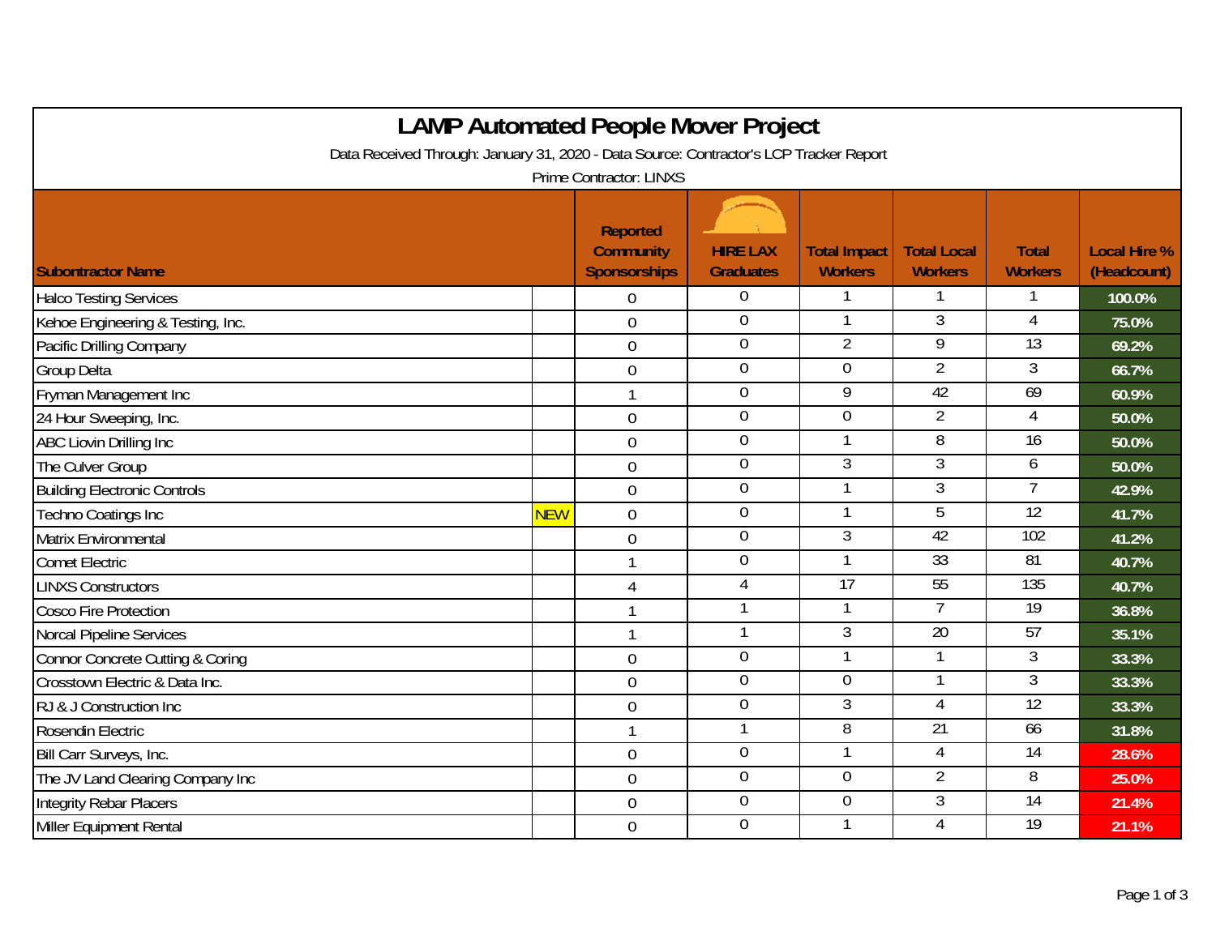# LAMP Automated People Mover Project

Data Received Through: January 31, 2020 - Data Source: Contractor's LCP Tracker Report

Prime Contractor: LINXS

| Subcontractor Name | | Reported Community Sponsorships | HIRE LAX Graduates | Total Impact Workers | Total Local Workers | Total Workers | Local Hire % (Headcount) |
|---|---|---|---|---|---|---|---|
| Halco Testing Services | | 0 | 0 | 1 | 1 | 1 | 100.0% |
| Kehoe Engineering & Testing, Inc. | | 0 | 0 | 1 | 3 | 4 | 75.0% |
| Pacific Drilling Company | | 0 | 0 | 2 | 9 | 13 | 69.2% |
| Group Delta | | 0 | 0 | 0 | 2 | 3 | 66.7% |
| Fryman Management Inc | | 1 | 0 | 9 | 42 | 69 | 60.9% |
| 24 Hour Sweeping, Inc. | | 0 | 0 | 0 | 2 | 4 | 50.0% |
| ABC Liovin Drilling Inc | | 0 | 0 | 1 | 8 | 16 | 50.0% |
| The Culver Group | | 0 | 0 | 3 | 3 | 6 | 50.0% |
| Building Electronic Controls | | 0 | 0 | 1 | 3 | 7 | 42.9% |
| Techno Coatings Inc | NEW | 0 | 0 | 1 | 5 | 12 | 41.7% |
| Matrix Environmental | | 0 | 0 | 3 | 42 | 102 | 41.2% |
| Comet Electric | | 1 | 0 | 1 | 33 | 81 | 40.7% |
| LINXS Constructors | | 4 | 4 | 17 | 55 | 135 | 40.7% |
| Cosco Fire Protection | | 1 | 1 | 1 | 7 | 19 | 36.8% |
| Norcal Pipeline Services | | 1 | 1 | 3 | 20 | 57 | 35.1% |
| Connor Concrete Cutting & Coring | | 0 | 0 | 1 | 1 | 3 | 33.3% |
| Crosstown Electric & Data Inc. | | 0 | 0 | 0 | 1 | 3 | 33.3% |
| RJ & J Construction Inc | | 0 | 0 | 3 | 4 | 12 | 33.3% |
| Rosendin Electric | | 1 | 1 | 8 | 21 | 66 | 31.8% |
| Bill Carr Surveys, Inc. | | 0 | 0 | 1 | 4 | 14 | 28.6% |
| The JV Land Clearing Company Inc | | 0 | 0 | 0 | 2 | 8 | 25.0% |
| Integrity Rebar Placers | | 0 | 0 | 0 | 3 | 14 | 21.4% |
| Miller Equipment Rental | | 0 | 0 | 1 | 4 | 19 | 21.1% |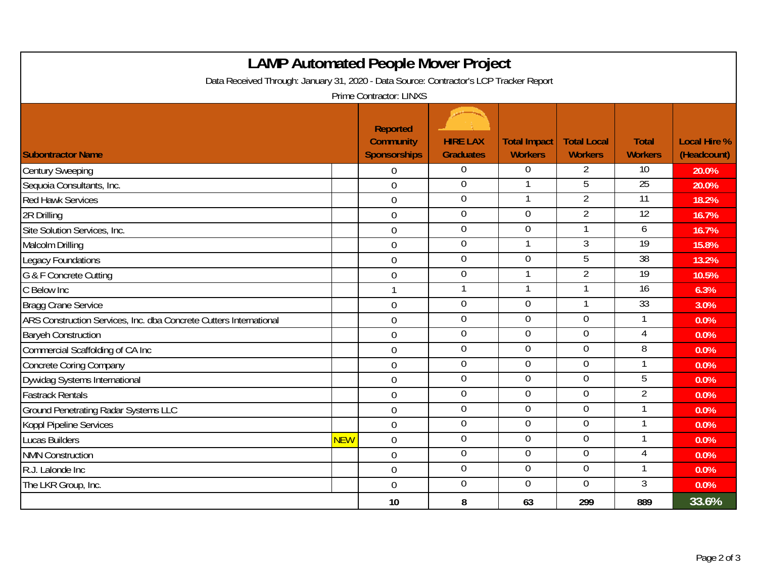# LAMP Automated People Mover Project

Data Received Through: January 31, 2020 - Data Source: Contractor's LCP Tracker Report

Prime Contractor: LINXS

| Subontractor Name | | Reported Community Sponsorships | HIRE LAX Graduates | Total Impact Workers | Total Local Workers | Total Workers | Local Hire % (Headcount) |
|---|---|---|---|---|---|---|---|
| Century Sweeping | | 0 | 0 | 0 | 2 | 10 | 20.0% |
| Sequoia Consultants, Inc. | | 0 | 0 | 1 | 5 | 25 | 20.0% |
| Red Hawk Services | | 0 | 0 | 1 | 2 | 11 | 18.2% |
| 2R Drilling | | 0 | 0 | 0 | 2 | 12 | 16.7% |
| Site Solution Services, Inc. | | 0 | 0 | 0 | 1 | 6 | 16.7% |
| Malcolm Drilling | | 0 | 0 | 1 | 3 | 19 | 15.8% |
| Legacy Foundations | | 0 | 0 | 0 | 5 | 38 | 13.2% |
| G & F Concrete Cutting | | 0 | 0 | 1 | 2 | 19 | 10.5% |
| C Below Inc | | 1 | 1 | 1 | 1 | 16 | 6.3% |
| Bragg Crane Service | | 0 | 0 | 0 | 1 | 33 | 3.0% |
| ARS Construction Services, Inc. dba Concrete Cutters International | | 0 | 0 | 0 | 0 | 1 | 0.0% |
| Baryeh Construction | | 0 | 0 | 0 | 0 | 4 | 0.0% |
| Commercial Scaffolding of CA Inc | | 0 | 0 | 0 | 0 | 8 | 0.0% |
| Concrete Coring Company | | 0 | 0 | 0 | 0 | 1 | 0.0% |
| Dywidag Systems International | | 0 | 0 | 0 | 0 | 5 | 0.0% |
| Fastrack Rentals | | 0 | 0 | 0 | 0 | 2 | 0.0% |
| Ground Penetrating Radar Systems LLC | | 0 | 0 | 0 | 0 | 1 | 0.0% |
| Koppl Pipeline Services | | 0 | 0 | 0 | 0 | 1 | 0.0% |
| Lucas Builders | NEW | 0 | 0 | 0 | 0 | 1 | 0.0% |
| NMN Construction | | 0 | 0 | 0 | 0 | 4 | 0.0% |
| R.J. Lalonde Inc | | 0 | 0 | 0 | 0 | 1 | 0.0% |
| The LKR Group, Inc. | | 0 | 0 | 0 | 0 | 3 | 0.0% |
| | | 10 | 8 | 63 | 299 | 889 | 33.6% |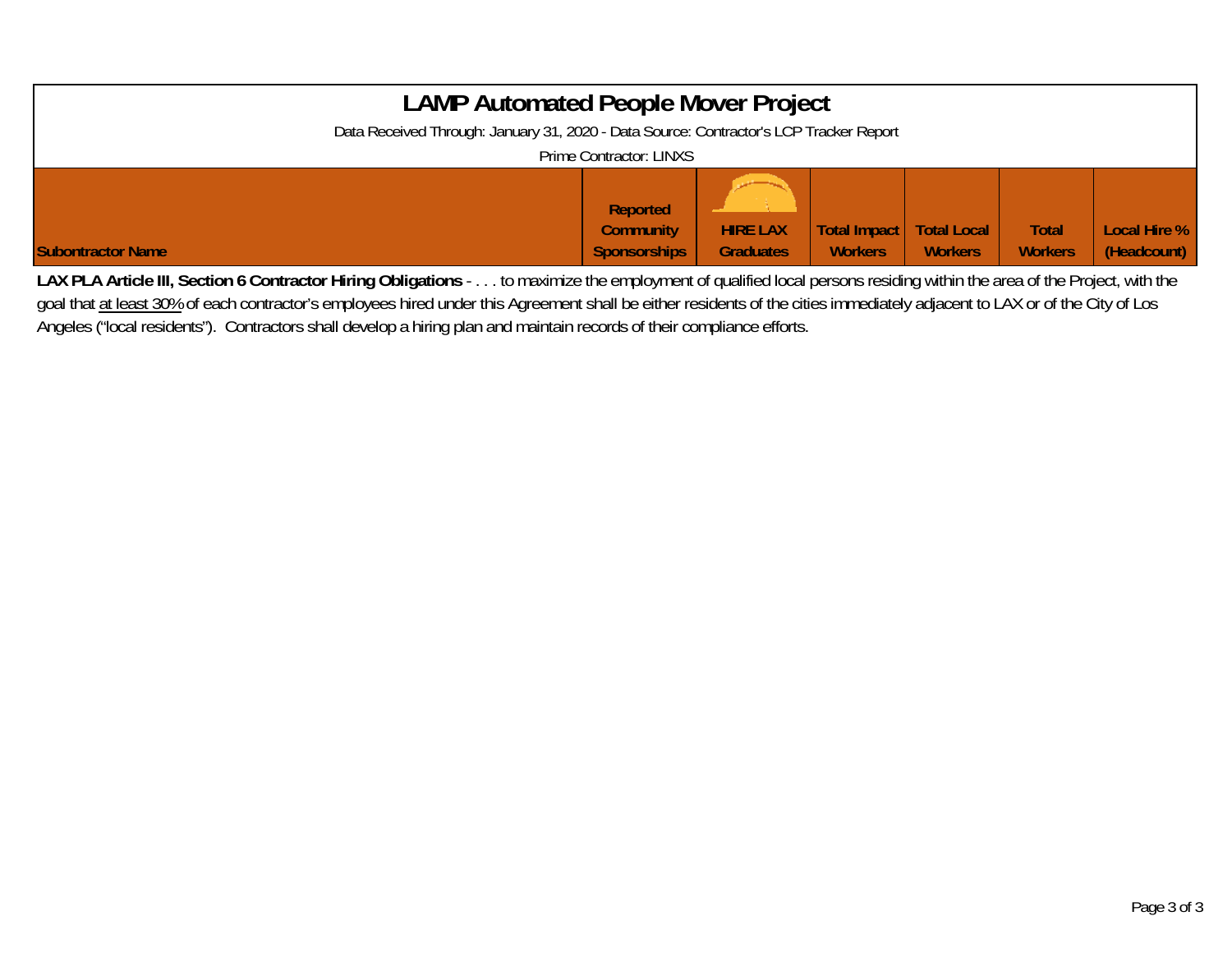# LAMP Automated People Mover Project

Data Received Through: January 31, 2020 - Data Source: Contractor's LCP Tracker Report

Prime Contractor: LINXS

| Subontractor Name | Reported Community Sponsorships | HIRE LAX Graduates | Total Impact Workers | Total Local Workers | Total Workers | Local Hire % (Headcount) |
|---|---|---|---|---|---|---|

**LAX PLA Article III, Section 6 Contractor Hiring Obligations** - . . . to maximize the employment of qualified local persons residing within the area of the Project, with the goal that at least 30% of each contractor's employees hired under this Agreement shall be either residents of the cities immediately adjacent to LAX or of the City of Los Angeles ("local residents"). Contractors shall develop a hiring plan and maintain records of their compliance efforts.